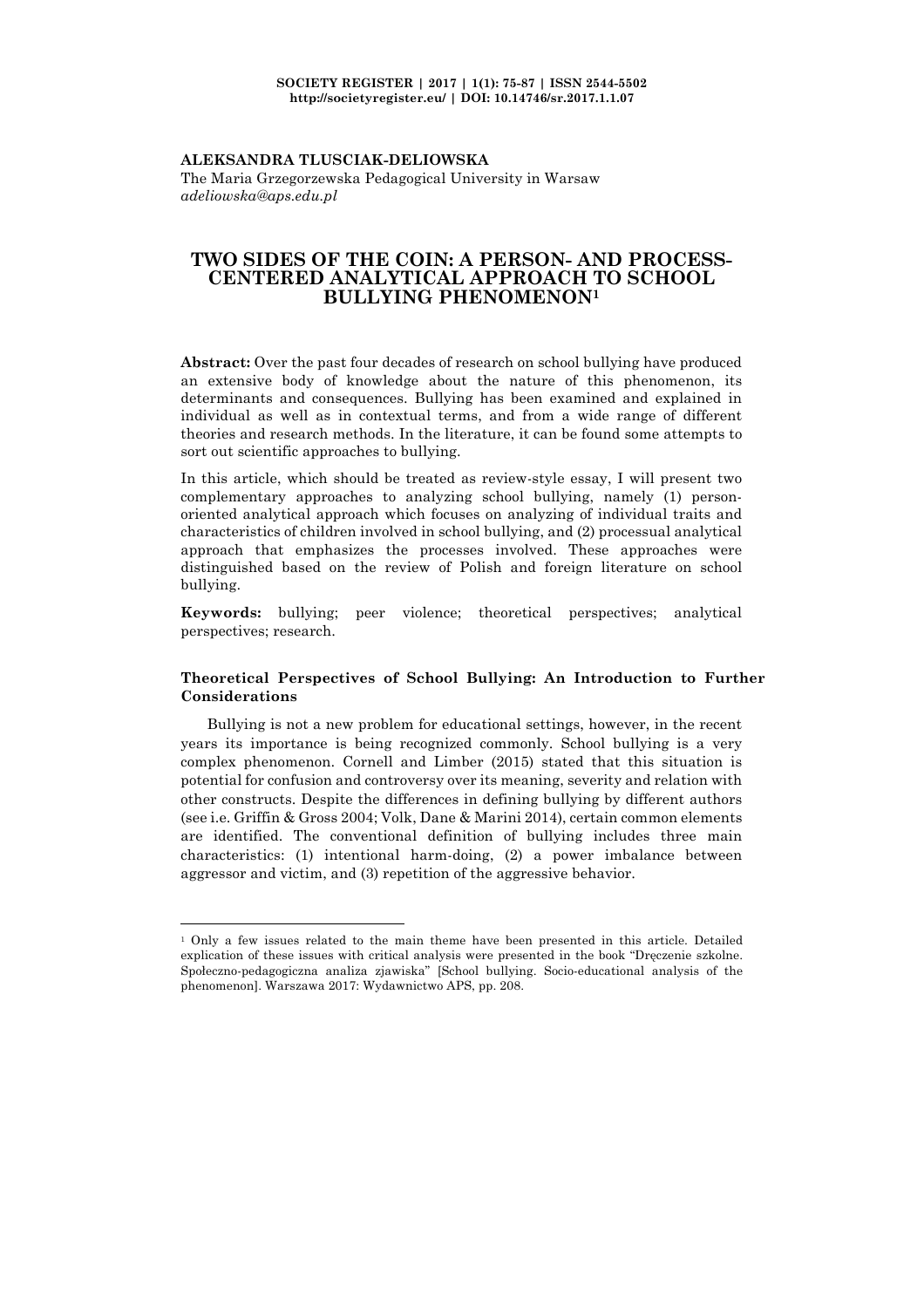**ALEKSANDRA TLUSCIAK-DELIOWSKA**
The Maria Grzegorzewska Pedagogical University in Warsaw
*adeliowska@aps.edu.pl*

# TWO SIDES OF THE COIN: A PERSON- AND PROCESS-CENTERED ANALYTICAL APPROACH TO SCHOOL BULLYING PHENOMENON[1]

**Abstract:** Over the past four decades of research on school bullying have produced an extensive body of knowledge about the nature of this phenomenon, its determinants and consequences. Bullying has been examined and explained in individual as well as in contextual terms, and from a wide range of different theories and research methods. In the literature, it can be found some attempts to sort out scientific approaches to bullying.

In this article, which should be treated as review-style essay, I will present two complementary approaches to analyzing school bullying, namely (1) person-oriented analytical approach which focuses on analyzing of individual traits and characteristics of children involved in school bullying, and (2) processual analytical approach that emphasizes the processes involved. These approaches were distinguished based on the review of Polish and foreign literature on school bullying.

**Keywords:** bullying; peer violence; theoretical perspectives; analytical perspectives; research.

### Theoretical Perspectives of School Bullying: An Introduction to Further Considerations

Bullying is not a new problem for educational settings, however, in the recent years its importance is being recognized commonly. School bullying is a very complex phenomenon. Cornell and Limber (2015) stated that this situation is potential for confusion and controversy over its meaning, severity and relation with other constructs. Despite the differences in defining bullying by different authors (see i.e. Griffin & Gross 2004; Volk, Dane & Marini 2014), certain common elements are identified. The conventional definition of bullying includes three main characteristics: (1) intentional harm-doing, (2) a power imbalance between aggressor and victim, and (3) repetition of the aggressive behavior.

---

[1] Only a few issues related to the main theme have been presented in this article. Detailed explication of these issues with critical analysis were presented in the book "Dręczenie szkolne. Społeczno-pedagogiczna analiza zjawiska" [School bullying. Socio-educational analysis of the phenomenon]. Warszawa 2017: Wydawnictwo APS, pp. 208.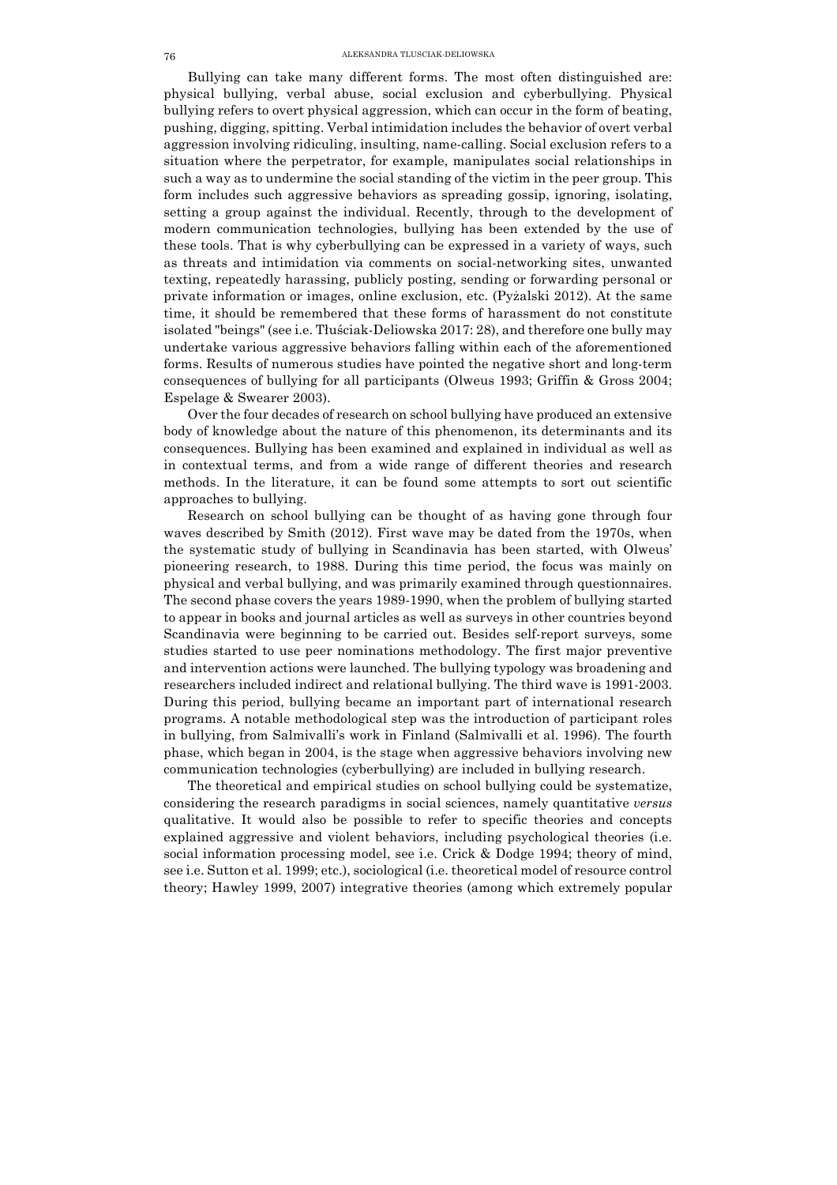Bullying can take many different forms. The most often distinguished are: physical bullying, verbal abuse, social exclusion and cyberbullying. Physical bullying refers to overt physical aggression, which can occur in the form of beating, pushing, digging, spitting. Verbal intimidation includes the behavior of overt verbal aggression involving ridiculing, insulting, name-calling. Social exclusion refers to a situation where the perpetrator, for example, manipulates social relationships in such a way as to undermine the social standing of the victim in the peer group. This form includes such aggressive behaviors as spreading gossip, ignoring, isolating, setting a group against the individual. Recently, through to the development of modern communication technologies, bullying has been extended by the use of these tools. That is why cyberbullying can be expressed in a variety of ways, such as threats and intimidation via comments on social-networking sites, unwanted texting, repeatedly harassing, publicly posting, sending or forwarding personal or private information or images, online exclusion, etc. (Pyżalski 2012). At the same time, it should be remembered that these forms of harassment do not constitute isolated "beings" (see i.e. Tłuściak-Deliowska 2017: 28), and therefore one bully may undertake various aggressive behaviors falling within each of the aforementioned forms. Results of numerous studies have pointed the negative short and long-term consequences of bullying for all participants (Olweus 1993; Griffin & Gross 2004; Espelage & Swearer 2003).

Over the four decades of research on school bullying have produced an extensive body of knowledge about the nature of this phenomenon, its determinants and its consequences. Bullying has been examined and explained in individual as well as in contextual terms, and from a wide range of different theories and research methods. In the literature, it can be found some attempts to sort out scientific approaches to bullying.

Research on school bullying can be thought of as having gone through four waves described by Smith (2012). First wave may be dated from the 1970s, when the systematic study of bullying in Scandinavia has been started, with Olweus' pioneering research, to 1988. During this time period, the focus was mainly on physical and verbal bullying, and was primarily examined through questionnaires. The second phase covers the years 1989-1990, when the problem of bullying started to appear in books and journal articles as well as surveys in other countries beyond Scandinavia were beginning to be carried out. Besides self-report surveys, some studies started to use peer nominations methodology. The first major preventive and intervention actions were launched. The bullying typology was broadening and researchers included indirect and relational bullying. The third wave is 1991-2003. During this period, bullying became an important part of international research programs. A notable methodological step was the introduction of participant roles in bullying, from Salmivalli's work in Finland (Salmivalli et al. 1996). The fourth phase, which began in 2004, is the stage when aggressive behaviors involving new communication technologies (cyberbullying) are included in bullying research.

The theoretical and empirical studies on school bullying could be systematize, considering the research paradigms in social sciences, namely quantitative *versus* qualitative. It would also be possible to refer to specific theories and concepts explained aggressive and violent behaviors, including psychological theories (i.e. social information processing model, see i.e. Crick & Dodge 1994; theory of mind, see i.e. Sutton et al. 1999; etc.), sociological (i.e. theoretical model of resource control theory; Hawley 1999, 2007) integrative theories (among which extremely popular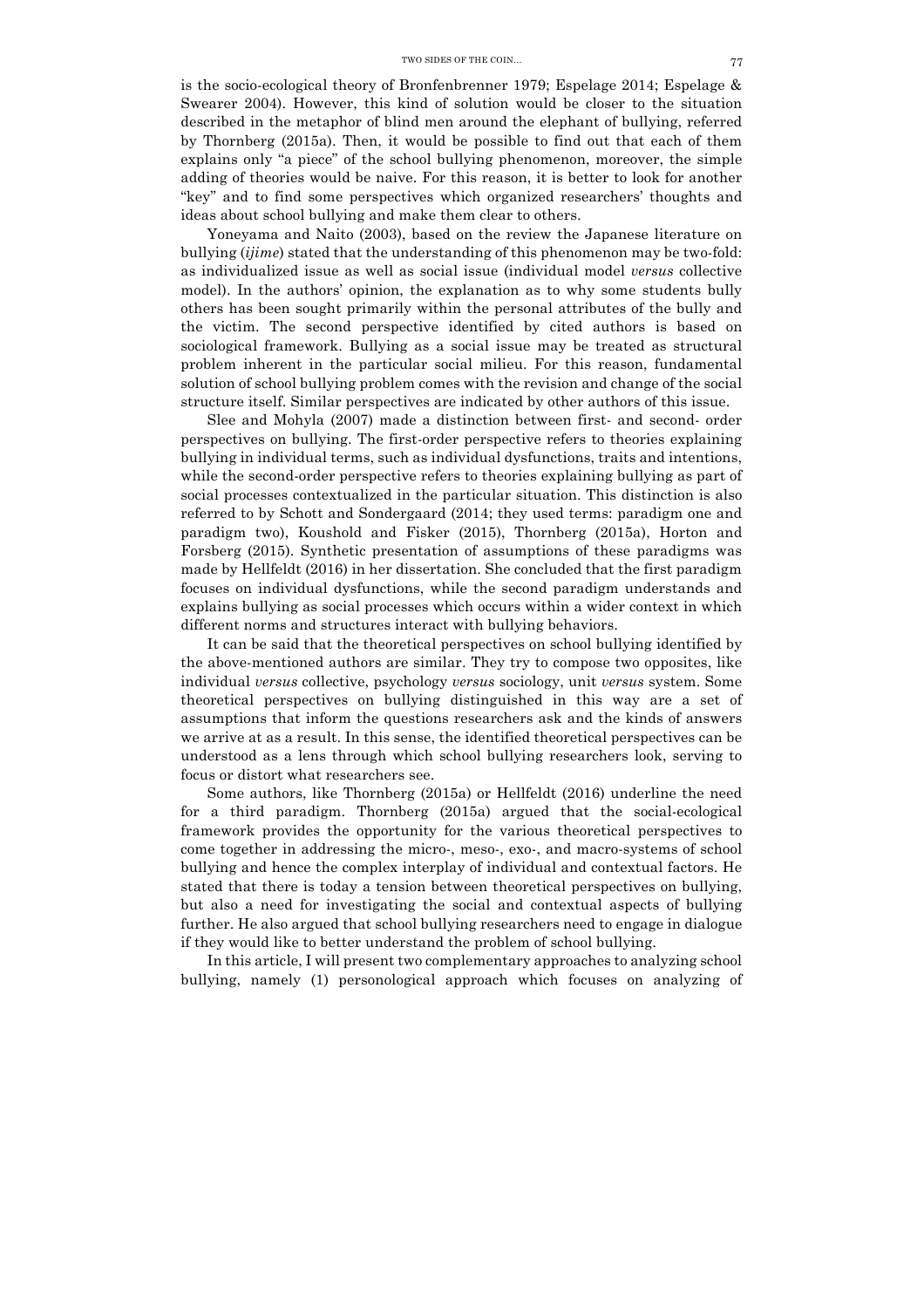is the socio-ecological theory of Bronfenbrenner 1979; Espelage 2014; Espelage & Swearer 2004). However, this kind of solution would be closer to the situation described in the metaphor of blind men around the elephant of bullying, referred by Thornberg (2015a). Then, it would be possible to find out that each of them explains only "a piece" of the school bullying phenomenon, moreover, the simple adding of theories would be naive. For this reason, it is better to look for another "key" and to find some perspectives which organized researchers' thoughts and ideas about school bullying and make them clear to others.

Yoneyama and Naito (2003), based on the review the Japanese literature on bullying (*ijime*) stated that the understanding of this phenomenon may be two-fold: as individualized issue as well as social issue (individual model *versus* collective model). In the authors' opinion, the explanation as to why some students bully others has been sought primarily within the personal attributes of the bully and the victim. The second perspective identified by cited authors is based on sociological framework. Bullying as a social issue may be treated as structural problem inherent in the particular social milieu. For this reason, fundamental solution of school bullying problem comes with the revision and change of the social structure itself. Similar perspectives are indicated by other authors of this issue.

Slee and Mohyla (2007) made a distinction between first- and second- order perspectives on bullying. The first-order perspective refers to theories explaining bullying in individual terms, such as individual dysfunctions, traits and intentions, while the second-order perspective refers to theories explaining bullying as part of social processes contextualized in the particular situation. This distinction is also referred to by Schott and Sondergaard (2014; they used terms: paradigm one and paradigm two), Koushold and Fisker (2015), Thornberg (2015a), Horton and Forsberg (2015). Synthetic presentation of assumptions of these paradigms was made by Hellfeldt (2016) in her dissertation. She concluded that the first paradigm focuses on individual dysfunctions, while the second paradigm understands and explains bullying as social processes which occurs within a wider context in which different norms and structures interact with bullying behaviors.

It can be said that the theoretical perspectives on school bullying identified by the above-mentioned authors are similar. They try to compose two opposites, like individual *versus* collective, psychology *versus* sociology, unit *versus* system. Some theoretical perspectives on bullying distinguished in this way are a set of assumptions that inform the questions researchers ask and the kinds of answers we arrive at as a result. In this sense, the identified theoretical perspectives can be understood as a lens through which school bullying researchers look, serving to focus or distort what researchers see.

Some authors, like Thornberg (2015a) or Hellfeldt (2016) underline the need for a third paradigm. Thornberg (2015a) argued that the social-ecological framework provides the opportunity for the various theoretical perspectives to come together in addressing the micro-, meso-, exo-, and macro-systems of school bullying and hence the complex interplay of individual and contextual factors. He stated that there is today a tension between theoretical perspectives on bullying, but also a need for investigating the social and contextual aspects of bullying further. He also argued that school bullying researchers need to engage in dialogue if they would like to better understand the problem of school bullying.

In this article, I will present two complementary approaches to analyzing school bullying, namely (1) personological approach which focuses on analyzing of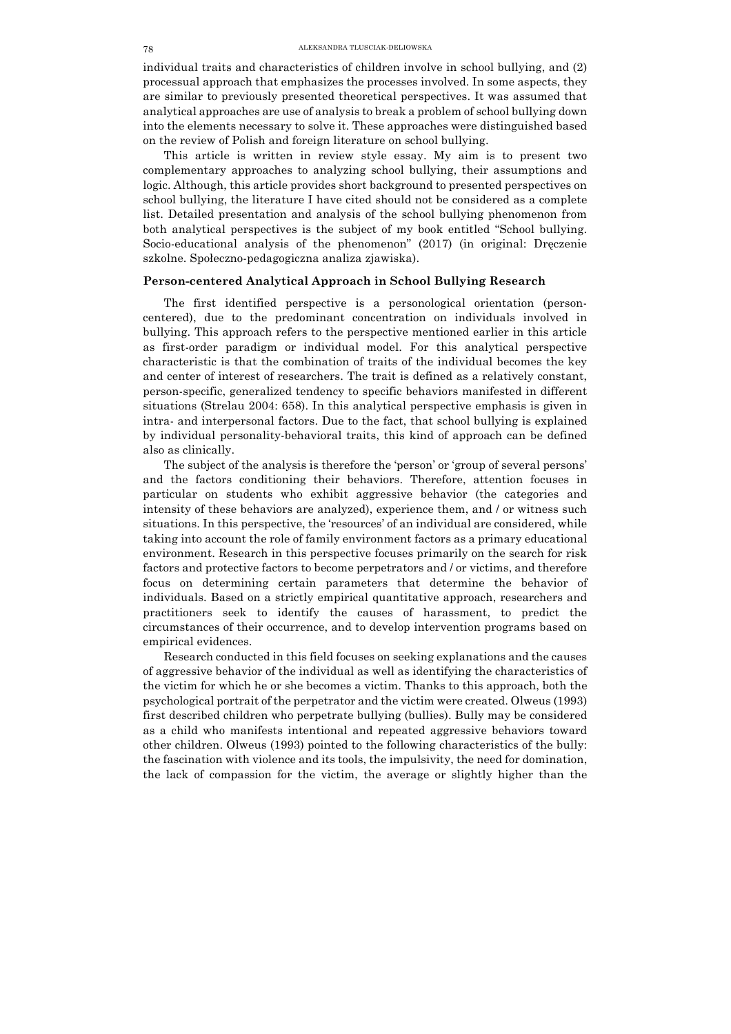individual traits and characteristics of children involve in school bullying, and (2) processual approach that emphasizes the processes involved. In some aspects, they are similar to previously presented theoretical perspectives. It was assumed that analytical approaches are use of analysis to break a problem of school bullying down into the elements necessary to solve it. These approaches were distinguished based on the review of Polish and foreign literature on school bullying.

This article is written in review style essay. My aim is to present two complementary approaches to analyzing school bullying, their assumptions and logic. Although, this article provides short background to presented perspectives on school bullying, the literature I have cited should not be considered as a complete list. Detailed presentation and analysis of the school bullying phenomenon from both analytical perspectives is the subject of my book entitled "School bullying. Socio-educational analysis of the phenomenon" (2017) (in original: Dręczenie szkolne. Społeczno-pedagogiczna analiza zjawiska).

## Person-centered Analytical Approach in School Bullying Research

The first identified perspective is a personological orientation (person-centered), due to the predominant concentration on individuals involved in bullying. This approach refers to the perspective mentioned earlier in this article as first-order paradigm or individual model. For this analytical perspective characteristic is that the combination of traits of the individual becomes the key and center of interest of researchers. The trait is defined as a relatively constant, person-specific, generalized tendency to specific behaviors manifested in different situations (Strelau 2004: 658). In this analytical perspective emphasis is given in intra- and interpersonal factors. Due to the fact, that school bullying is explained by individual personality-behavioral traits, this kind of approach can be defined also as clinically.

The subject of the analysis is therefore the 'person' or 'group of several persons' and the factors conditioning their behaviors. Therefore, attention focuses in particular on students who exhibit aggressive behavior (the categories and intensity of these behaviors are analyzed), experience them, and / or witness such situations. In this perspective, the 'resources' of an individual are considered, while taking into account the role of family environment factors as a primary educational environment. Research in this perspective focuses primarily on the search for risk factors and protective factors to become perpetrators and / or victims, and therefore focus on determining certain parameters that determine the behavior of individuals. Based on a strictly empirical quantitative approach, researchers and practitioners seek to identify the causes of harassment, to predict the circumstances of their occurrence, and to develop intervention programs based on empirical evidences.

Research conducted in this field focuses on seeking explanations and the causes of aggressive behavior of the individual as well as identifying the characteristics of the victim for which he or she becomes a victim. Thanks to this approach, both the psychological portrait of the perpetrator and the victim were created. Olweus (1993) first described children who perpetrate bullying (bullies). Bully may be considered as a child who manifests intentional and repeated aggressive behaviors toward other children. Olweus (1993) pointed to the following characteristics of the bully: the fascination with violence and its tools, the impulsivity, the need for domination, the lack of compassion for the victim, the average or slightly higher than the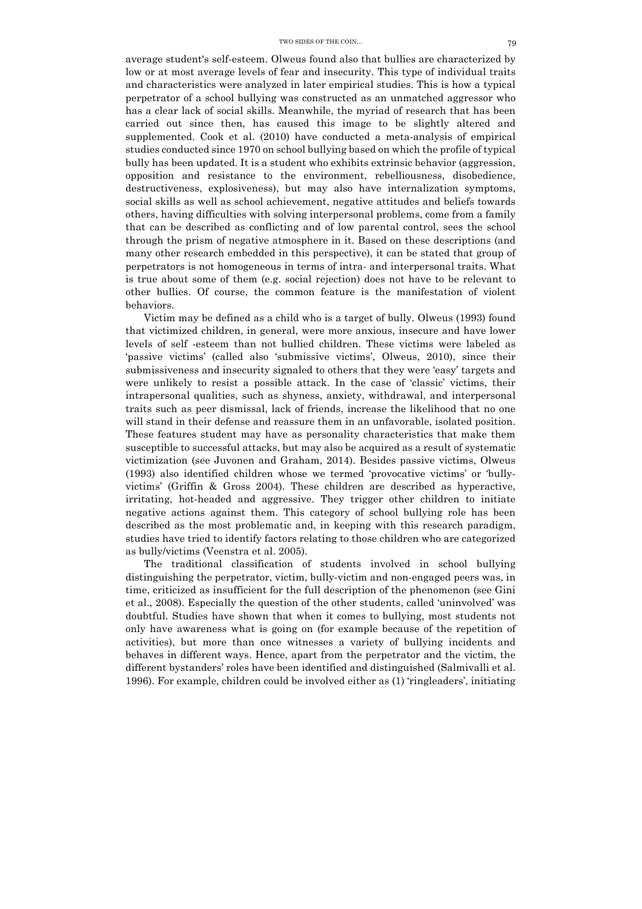average student's self-esteem. Olweus found also that bullies are characterized by low or at most average levels of fear and insecurity. This type of individual traits and characteristics were analyzed in later empirical studies. This is how a typical perpetrator of a school bullying was constructed as an unmatched aggressor who has a clear lack of social skills. Meanwhile, the myriad of research that has been carried out since then, has caused this image to be slightly altered and supplemented. Cook et al. (2010) have conducted a meta-analysis of empirical studies conducted since 1970 on school bullying based on which the profile of typical bully has been updated. It is a student who exhibits extrinsic behavior (aggression, opposition and resistance to the environment, rebelliousness, disobedience, destructiveness, explosiveness), but may also have internalization symptoms, social skills as well as school achievement, negative attitudes and beliefs towards others, having difficulties with solving interpersonal problems, come from a family that can be described as conflicting and of low parental control, sees the school through the prism of negative atmosphere in it. Based on these descriptions (and many other research embedded in this perspective), it can be stated that group of perpetrators is not homogeneous in terms of intra- and interpersonal traits. What is true about some of them (e.g. social rejection) does not have to be relevant to other bullies. Of course, the common feature is the manifestation of violent behaviors.

Victim may be defined as a child who is a target of bully. Olweus (1993) found that victimized children, in general, were more anxious, insecure and have lower levels of self -esteem than not bullied children. These victims were labeled as 'passive victims' (called also 'submissive victims', Olweus, 2010), since their submissiveness and insecurity signaled to others that they were 'easy' targets and were unlikely to resist a possible attack. In the case of 'classic' victims, their intrapersonal qualities, such as shyness, anxiety, withdrawal, and interpersonal traits such as peer dismissal, lack of friends, increase the likelihood that no one will stand in their defense and reassure them in an unfavorable, isolated position. These features student may have as personality characteristics that make them susceptible to successful attacks, but may also be acquired as a result of systematic victimization (see Juvonen and Graham, 2014). Besides passive victims, Olweus (1993) also identified children whose we termed 'provocative victims' or 'bully-victims' (Griffin & Gross 2004). These children are described as hyperactive, irritating, hot-headed and aggressive. They trigger other children to initiate negative actions against them. This category of school bullying role has been described as the most problematic and, in keeping with this research paradigm, studies have tried to identify factors relating to those children who are categorized as bully/victims (Veenstra et al. 2005).

The traditional classification of students involved in school bullying distinguishing the perpetrator, victim, bully-victim and non-engaged peers was, in time, criticized as insufficient for the full description of the phenomenon (see Gini et al., 2008). Especially the question of the other students, called 'uninvolved' was doubtful. Studies have shown that when it comes to bullying, most students not only have awareness what is going on (for example because of the repetition of activities), but more than once witnesses a variety of bullying incidents and behaves in different ways. Hence, apart from the perpetrator and the victim, the different bystanders' roles have been identified and distinguished (Salmivalli et al. 1996). For example, children could be involved either as (1) 'ringleaders', initiating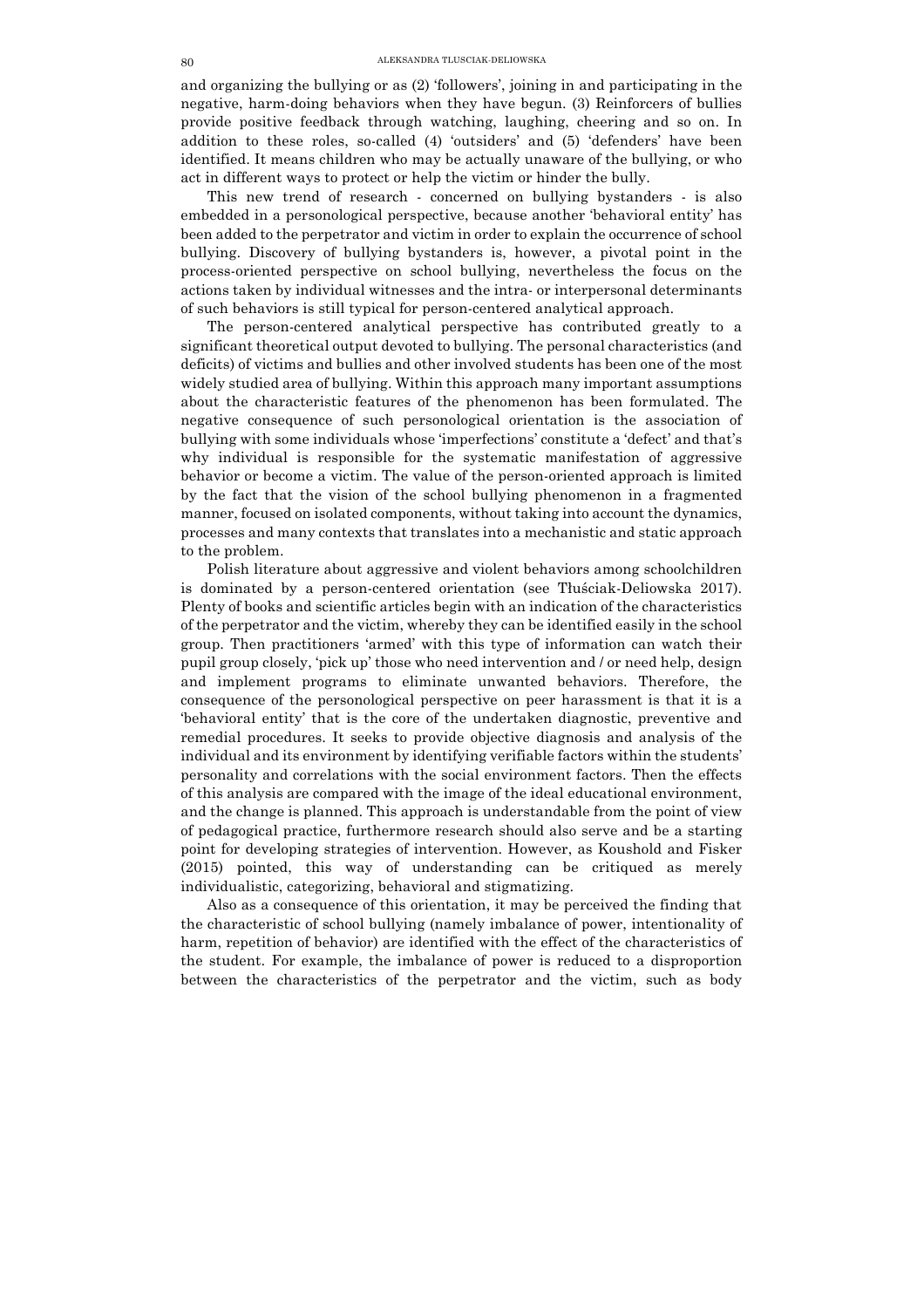and organizing the bullying or as (2) 'followers', joining in and participating in the negative, harm-doing behaviors when they have begun. (3) Reinforcers of bullies provide positive feedback through watching, laughing, cheering and so on. In addition to these roles, so-called (4) 'outsiders' and (5) 'defenders' have been identified. It means children who may be actually unaware of the bullying, or who act in different ways to protect or help the victim or hinder the bully.

This new trend of research - concerned on bullying bystanders - is also embedded in a personological perspective, because another 'behavioral entity' has been added to the perpetrator and victim in order to explain the occurrence of school bullying. Discovery of bullying bystanders is, however, a pivotal point in the process-oriented perspective on school bullying, nevertheless the focus on the actions taken by individual witnesses and the intra- or interpersonal determinants of such behaviors is still typical for person-centered analytical approach.

The person-centered analytical perspective has contributed greatly to a significant theoretical output devoted to bullying. The personal characteristics (and deficits) of victims and bullies and other involved students has been one of the most widely studied area of bullying. Within this approach many important assumptions about the characteristic features of the phenomenon has been formulated. The negative consequence of such personological orientation is the association of bullying with some individuals whose 'imperfections' constitute a 'defect' and that's why individual is responsible for the systematic manifestation of aggressive behavior or become a victim. The value of the person-oriented approach is limited by the fact that the vision of the school bullying phenomenon in a fragmented manner, focused on isolated components, without taking into account the dynamics, processes and many contexts that translates into a mechanistic and static approach to the problem.

Polish literature about aggressive and violent behaviors among schoolchildren is dominated by a person-centered orientation (see Tłuściak-Deliowska 2017). Plenty of books and scientific articles begin with an indication of the characteristics of the perpetrator and the victim, whereby they can be identified easily in the school group. Then practitioners 'armed' with this type of information can watch their pupil group closely, 'pick up' those who need intervention and / or need help, design and implement programs to eliminate unwanted behaviors. Therefore, the consequence of the personological perspective on peer harassment is that it is a 'behavioral entity' that is the core of the undertaken diagnostic, preventive and remedial procedures. It seeks to provide objective diagnosis and analysis of the individual and its environment by identifying verifiable factors within the students' personality and correlations with the social environment factors. Then the effects of this analysis are compared with the image of the ideal educational environment, and the change is planned. This approach is understandable from the point of view of pedagogical practice, furthermore research should also serve and be a starting point for developing strategies of intervention. However, as Koushold and Fisker (2015) pointed, this way of understanding can be critiqued as merely individualistic, categorizing, behavioral and stigmatizing.

Also as a consequence of this orientation, it may be perceived the finding that the characteristic of school bullying (namely imbalance of power, intentionality of harm, repetition of behavior) are identified with the effect of the characteristics of the student. For example, the imbalance of power is reduced to a disproportion between the characteristics of the perpetrator and the victim, such as body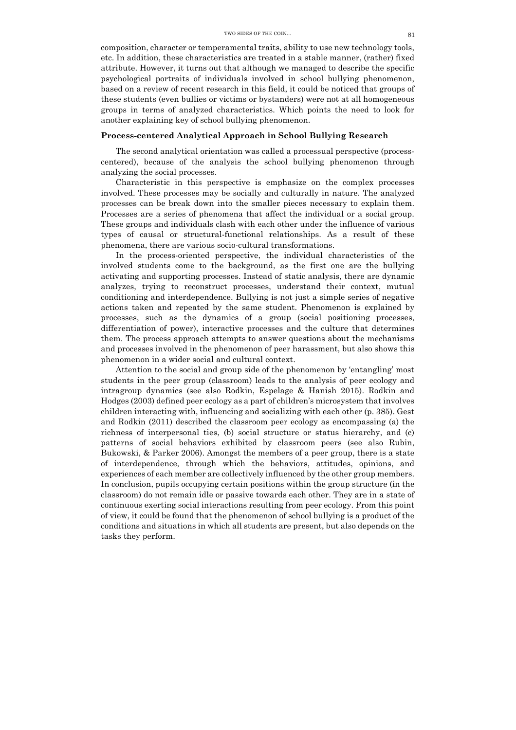composition, character or temperamental traits, ability to use new technology tools, etc. In addition, these characteristics are treated in a stable manner, (rather) fixed attribute. However, it turns out that although we managed to describe the specific psychological portraits of individuals involved in school bullying phenomenon, based on a review of recent research in this field, it could be noticed that groups of these students (even bullies or victims or bystanders) were not at all homogeneous groups in terms of analyzed characteristics. Which points the need to look for another explaining key of school bullying phenomenon.

## Process-centered Analytical Approach in School Bullying Research

The second analytical orientation was called a processual perspective (process-centered), because of the analysis the school bullying phenomenon through analyzing the social processes.

Characteristic in this perspective is emphasize on the complex processes involved. These processes may be socially and culturally in nature. The analyzed processes can be break down into the smaller pieces necessary to explain them. Processes are a series of phenomena that affect the individual or a social group. These groups and individuals clash with each other under the influence of various types of causal or structural-functional relationships. As a result of these phenomena, there are various socio-cultural transformations.

In the process-oriented perspective, the individual characteristics of the involved students come to the background, as the first one are the bullying activating and supporting processes. Instead of static analysis, there are dynamic analyzes, trying to reconstruct processes, understand their context, mutual conditioning and interdependence. Bullying is not just a simple series of negative actions taken and repeated by the same student. Phenomenon is explained by processes, such as the dynamics of a group (social positioning processes, differentiation of power), interactive processes and the culture that determines them. The process approach attempts to answer questions about the mechanisms and processes involved in the phenomenon of peer harassment, but also shows this phenomenon in a wider social and cultural context.

Attention to the social and group side of the phenomenon by 'entangling' most students in the peer group (classroom) leads to the analysis of peer ecology and intragroup dynamics (see also Rodkin, Espelage & Hanish 2015). Rodkin and Hodges (2003) defined peer ecology as a part of children's microsystem that involves children interacting with, influencing and socializing with each other (p. 385). Gest and Rodkin (2011) described the classroom peer ecology as encompassing (a) the richness of interpersonal ties, (b) social structure or status hierarchy, and (c) patterns of social behaviors exhibited by classroom peers (see also Rubin, Bukowski, & Parker 2006). Amongst the members of a peer group, there is a state of interdependence, through which the behaviors, attitudes, opinions, and experiences of each member are collectively influenced by the other group members. In conclusion, pupils occupying certain positions within the group structure (in the classroom) do not remain idle or passive towards each other. They are in a state of continuous exerting social interactions resulting from peer ecology. From this point of view, it could be found that the phenomenon of school bullying is a product of the conditions and situations in which all students are present, but also depends on the tasks they perform.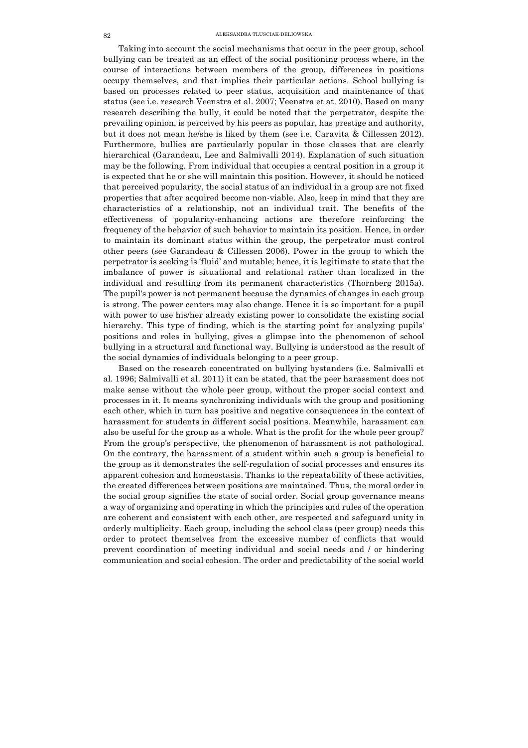Taking into account the social mechanisms that occur in the peer group, school bullying can be treated as an effect of the social positioning process where, in the course of interactions between members of the group, differences in positions occupy themselves, and that implies their particular actions. School bullying is based on processes related to peer status, acquisition and maintenance of that status (see i.e. research Veenstra et al. 2007; Veenstra et at. 2010). Based on many research describing the bully, it could be noted that the perpetrator, despite the prevailing opinion, is perceived by his peers as popular, has prestige and authority, but it does not mean he/she is liked by them (see i.e. Caravita & Cillessen 2012). Furthermore, bullies are particularly popular in those classes that are clearly hierarchical (Garandeau, Lee and Salmivalli 2014). Explanation of such situation may be the following. From individual that occupies a central position in a group it is expected that he or she will maintain this position. However, it should be noticed that perceived popularity, the social status of an individual in a group are not fixed properties that after acquired become non-viable. Also, keep in mind that they are characteristics of a relationship, not an individual trait. The benefits of the effectiveness of popularity-enhancing actions are therefore reinforcing the frequency of the behavior of such behavior to maintain its position. Hence, in order to maintain its dominant status within the group, the perpetrator must control other peers (see Garandeau & Cillessen 2006). Power in the group to which the perpetrator is seeking is 'fluid' and mutable; hence, it is legitimate to state that the imbalance of power is situational and relational rather than localized in the individual and resulting from its permanent characteristics (Thornberg 2015a). The pupil's power is not permanent because the dynamics of changes in each group is strong. The power centers may also change. Hence it is so important for a pupil with power to use his/her already existing power to consolidate the existing social hierarchy. This type of finding, which is the starting point for analyzing pupils' positions and roles in bullying, gives a glimpse into the phenomenon of school bullying in a structural and functional way. Bullying is understood as the result of the social dynamics of individuals belonging to a peer group.

Based on the research concentrated on bullying bystanders (i.e. Salmivalli et al. 1996; Salmivalli et al. 2011) it can be stated, that the peer harassment does not make sense without the whole peer group, without the proper social context and processes in it. It means synchronizing individuals with the group and positioning each other, which in turn has positive and negative consequences in the context of harassment for students in different social positions. Meanwhile, harassment can also be useful for the group as a whole. What is the profit for the whole peer group? From the group's perspective, the phenomenon of harassment is not pathological. On the contrary, the harassment of a student within such a group is beneficial to the group as it demonstrates the self-regulation of social processes and ensures its apparent cohesion and homeostasis. Thanks to the repeatability of these activities, the created differences between positions are maintained. Thus, the moral order in the social group signifies the state of social order. Social group governance means a way of organizing and operating in which the principles and rules of the operation are coherent and consistent with each other, are respected and safeguard unity in orderly multiplicity. Each group, including the school class (peer group) needs this order to protect themselves from the excessive number of conflicts that would prevent coordination of meeting individual and social needs and / or hindering communication and social cohesion. The order and predictability of the social world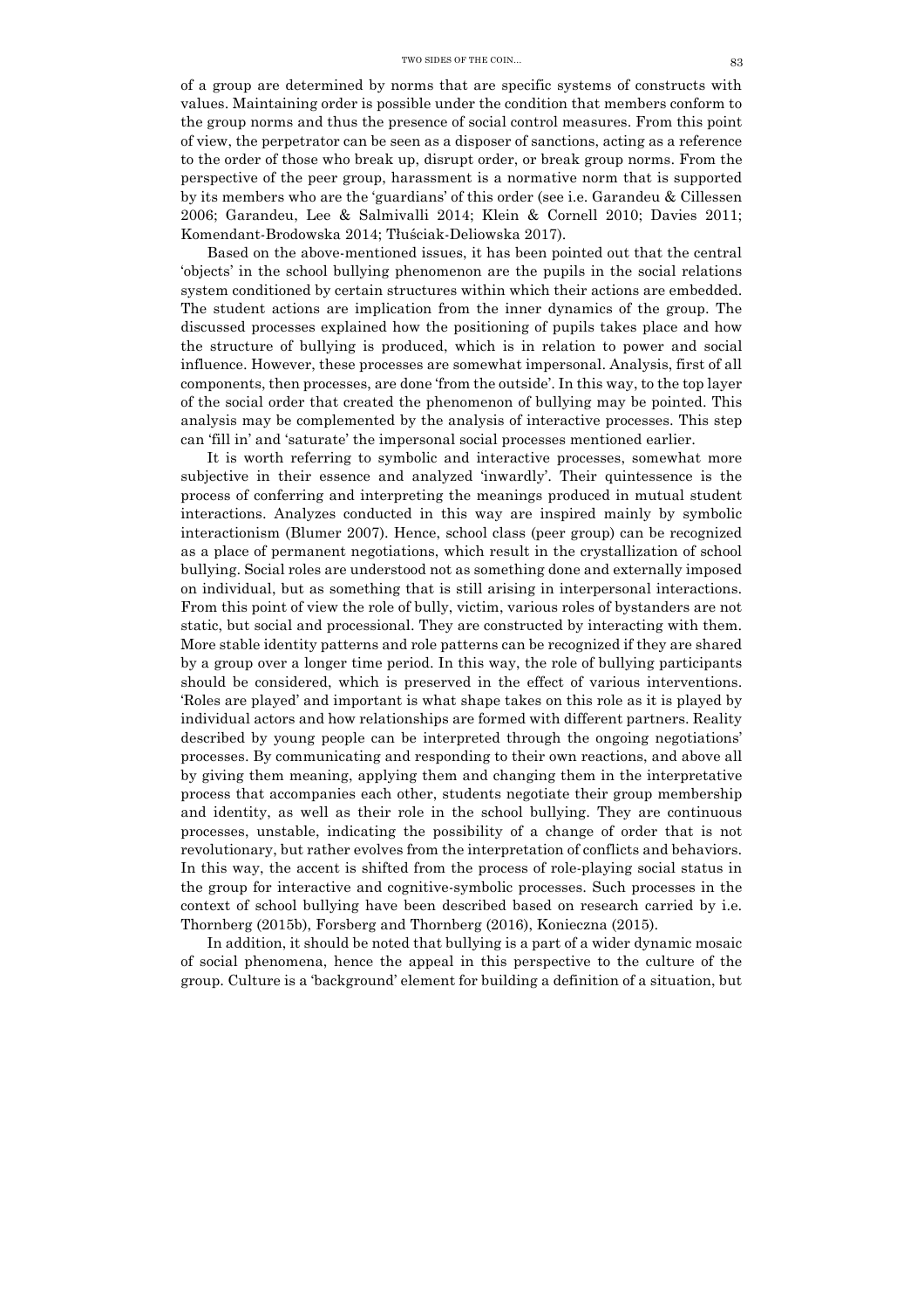of a group are determined by norms that are specific systems of constructs with values. Maintaining order is possible under the condition that members conform to the group norms and thus the presence of social control measures. From this point of view, the perpetrator can be seen as a disposer of sanctions, acting as a reference to the order of those who break up, disrupt order, or break group norms. From the perspective of the peer group, harassment is a normative norm that is supported by its members who are the 'guardians' of this order (see i.e. Garandeu & Cillessen 2006; Garandeu, Lee & Salmivalli 2014; Klein & Cornell 2010; Davies 2011; Komendant-Brodowska 2014; Tłuściak-Deliowska 2017).

Based on the above-mentioned issues, it has been pointed out that the central 'objects' in the school bullying phenomenon are the pupils in the social relations system conditioned by certain structures within which their actions are embedded. The student actions are implication from the inner dynamics of the group. The discussed processes explained how the positioning of pupils takes place and how the structure of bullying is produced, which is in relation to power and social influence. However, these processes are somewhat impersonal. Analysis, first of all components, then processes, are done 'from the outside'. In this way, to the top layer of the social order that created the phenomenon of bullying may be pointed. This analysis may be complemented by the analysis of interactive processes. This step can 'fill in' and 'saturate' the impersonal social processes mentioned earlier.

It is worth referring to symbolic and interactive processes, somewhat more subjective in their essence and analyzed 'inwardly'. Their quintessence is the process of conferring and interpreting the meanings produced in mutual student interactions. Analyzes conducted in this way are inspired mainly by symbolic interactionism (Blumer 2007). Hence, school class (peer group) can be recognized as a place of permanent negotiations, which result in the crystallization of school bullying. Social roles are understood not as something done and externally imposed on individual, but as something that is still arising in interpersonal interactions. From this point of view the role of bully, victim, various roles of bystanders are not static, but social and processional. They are constructed by interacting with them. More stable identity patterns and role patterns can be recognized if they are shared by a group over a longer time period. In this way, the role of bullying participants should be considered, which is preserved in the effect of various interventions. 'Roles are played' and important is what shape takes on this role as it is played by individual actors and how relationships are formed with different partners. Reality described by young people can be interpreted through the ongoing negotiations' processes. By communicating and responding to their own reactions, and above all by giving them meaning, applying them and changing them in the interpretative process that accompanies each other, students negotiate their group membership and identity, as well as their role in the school bullying. They are continuous processes, unstable, indicating the possibility of a change of order that is not revolutionary, but rather evolves from the interpretation of conflicts and behaviors. In this way, the accent is shifted from the process of role-playing social status in the group for interactive and cognitive-symbolic processes. Such processes in the context of school bullying have been described based on research carried by i.e. Thornberg (2015b), Forsberg and Thornberg (2016), Konieczna (2015).

In addition, it should be noted that bullying is a part of a wider dynamic mosaic of social phenomena, hence the appeal in this perspective to the culture of the group. Culture is a 'background' element for building a definition of a situation, but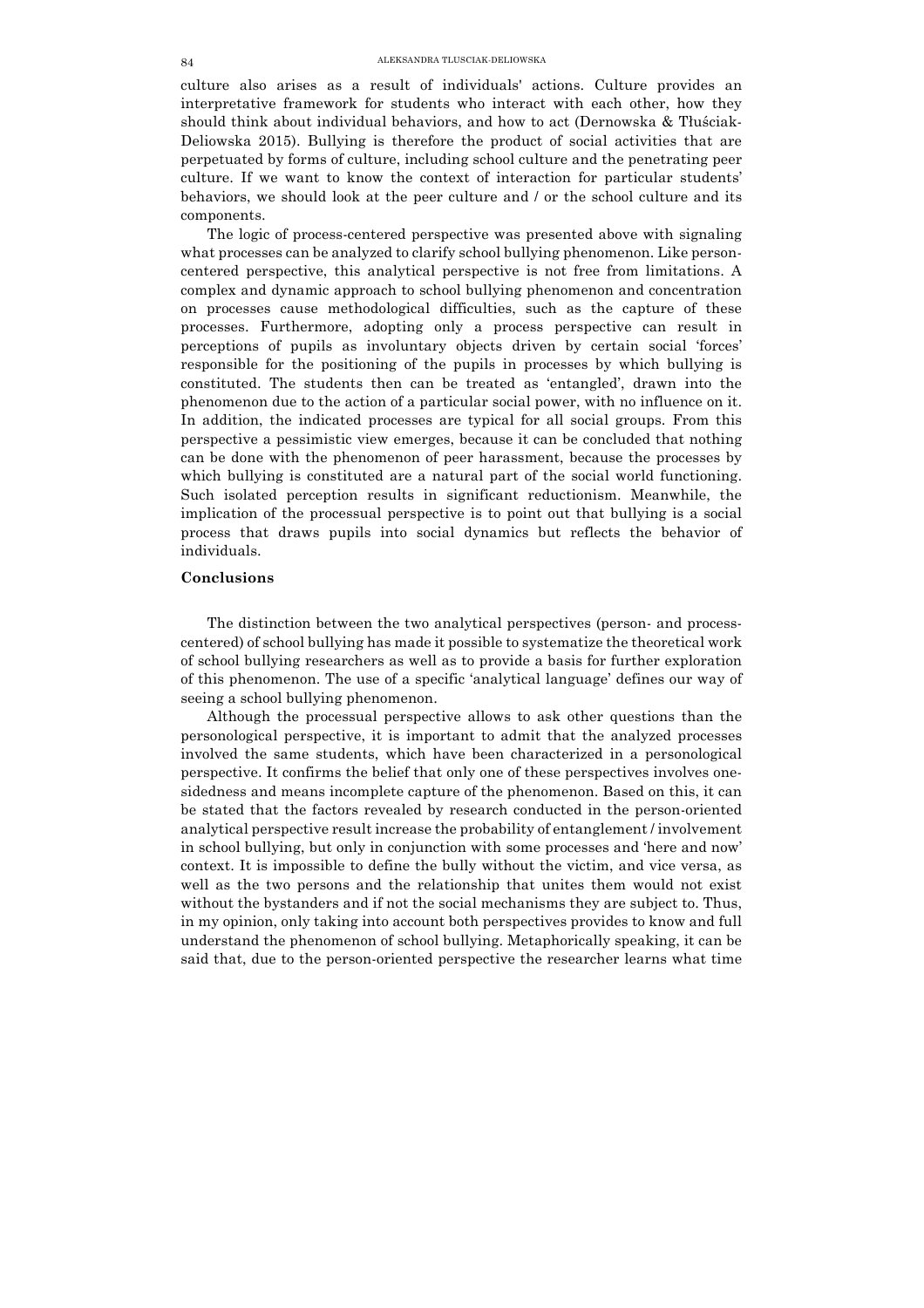culture also arises as a result of individuals' actions. Culture provides an interpretative framework for students who interact with each other, how they should think about individual behaviors, and how to act (Dernowska & Tłuściak-Deliowska 2015). Bullying is therefore the product of social activities that are perpetuated by forms of culture, including school culture and the penetrating peer culture. If we want to know the context of interaction for particular students' behaviors, we should look at the peer culture and / or the school culture and its components.

The logic of process-centered perspective was presented above with signaling what processes can be analyzed to clarify school bullying phenomenon. Like person-centered perspective, this analytical perspective is not free from limitations. A complex and dynamic approach to school bullying phenomenon and concentration on processes cause methodological difficulties, such as the capture of these processes. Furthermore, adopting only a process perspective can result in perceptions of pupils as involuntary objects driven by certain social 'forces' responsible for the positioning of the pupils in processes by which bullying is constituted. The students then can be treated as 'entangled', drawn into the phenomenon due to the action of a particular social power, with no influence on it. In addition, the indicated processes are typical for all social groups. From this perspective a pessimistic view emerges, because it can be concluded that nothing can be done with the phenomenon of peer harassment, because the processes by which bullying is constituted are a natural part of the social world functioning. Such isolated perception results in significant reductionism. Meanwhile, the implication of the processual perspective is to point out that bullying is a social process that draws pupils into social dynamics but reflects the behavior of individuals.

## Conclusions

The distinction between the two analytical perspectives (person- and process-centered) of school bullying has made it possible to systematize the theoretical work of school bullying researchers as well as to provide a basis for further exploration of this phenomenon. The use of a specific 'analytical language' defines our way of seeing a school bullying phenomenon.

Although the processual perspective allows to ask other questions than the personological perspective, it is important to admit that the analyzed processes involved the same students, which have been characterized in a personological perspective. It confirms the belief that only one of these perspectives involves one-sidedness and means incomplete capture of the phenomenon. Based on this, it can be stated that the factors revealed by research conducted in the person-oriented analytical perspective result increase the probability of entanglement / involvement in school bullying, but only in conjunction with some processes and 'here and now' context. It is impossible to define the bully without the victim, and vice versa, as well as the two persons and the relationship that unites them would not exist without the bystanders and if not the social mechanisms they are subject to. Thus, in my opinion, only taking into account both perspectives provides to know and full understand the phenomenon of school bullying. Metaphorically speaking, it can be said that, due to the person-oriented perspective the researcher learns what time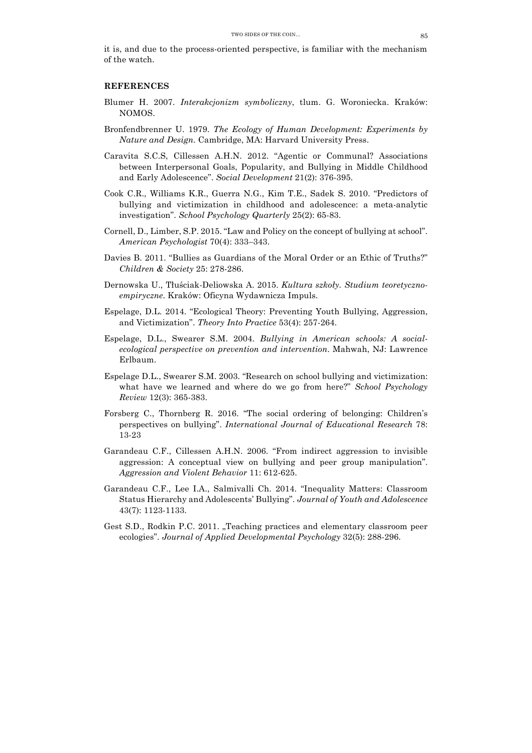it is, and due to the process-oriented perspective, is familiar with the mechanism of the watch.

## REFERENCES

Blumer H. 2007. *Interakcjonizm symboliczny*, tlum. G. Woroniecka. Kraków: NOMOS.

Bronfendbrenner U. 1979. *The Ecology of Human Development: Experiments by Nature and Design*. Cambridge, MA: Harvard University Press.

Caravita S.C.S, Cillessen A.H.N. 2012. "Agentic or Communal? Associations between Interpersonal Goals, Popularity, and Bullying in Middle Childhood and Early Adolescence". *Social Development* 21(2): 376-395.

Cook C.R., Williams K.R., Guerra N.G., Kim T.E., Sadek S. 2010. "Predictors of bullying and victimization in childhood and adolescence: a meta-analytic investigation". *School Psychology Quarterly* 25(2): 65-83.

Cornell, D., Limber, S.P. 2015. "Law and Policy on the concept of bullying at school". *American Psychologist* 70(4): 333–343.

Davies B. 2011. "Bullies as Guardians of the Moral Order or an Ethic of Truths?" *Children & Society* 25: 278-286.

Dernowska U., Tłuściak-Deliowska A. 2015. *Kultura szkoły. Studium teoretyczno-empiryczne*. Kraków: Oficyna Wydawnicza Impuls.

Espelage, D.L. 2014. "Ecological Theory: Preventing Youth Bullying, Aggression, and Victimization". *Theory Into Practice* 53(4): 257-264.

Espelage, D.L., Swearer S.M. 2004. *Bullying in American schools: A social-ecological perspective on prevention and intervention*. Mahwah, NJ: Lawrence Erlbaum.

Espelage D.L., Swearer S.M. 2003. "Research on school bullying and victimization: what have we learned and where do we go from here?" *School Psychology Review* 12(3): 365-383.

Forsberg C., Thornberg R. 2016. "The social ordering of belonging: Children's perspectives on bullying". *International Journal of Educational Research* 78: 13-23

Garandeau C.F., Cillessen A.H.N. 2006. "From indirect aggression to invisible aggression: A conceptual view on bullying and peer group manipulation". *Aggression and Violent Behavior* 11: 612-625.

Garandeau C.F., Lee I.A., Salmivalli Ch. 2014. "Inequality Matters: Classroom Status Hierarchy and Adolescents' Bullying". *Journal of Youth and Adolescence* 43(7): 1123-1133.

Gest S.D., Rodkin P.C. 2011. „Teaching practices and elementary classroom peer ecologies". *Journal of Applied Developmental Psychology* 32(5): 288-296.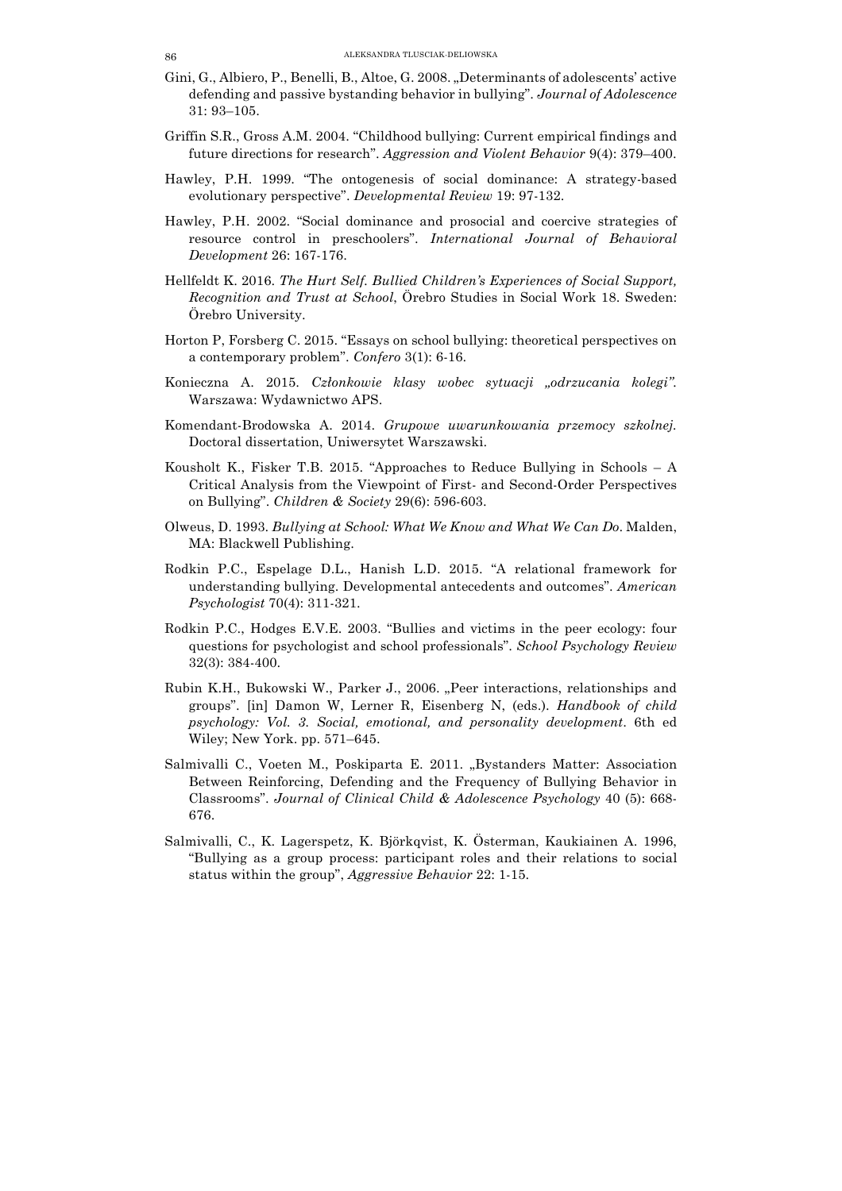Gini, G., Albiero, P., Benelli, B., Altoe, G. 2008. „Determinants of adolescents' active defending and passive bystanding behavior in bullying". *Journal of Adolescence* 31: 93–105.

Griffin S.R., Gross A.M. 2004. "Childhood bullying: Current empirical findings and future directions for research". *Aggression and Violent Behavior* 9(4): 379–400.

Hawley, P.H. 1999. "The ontogenesis of social dominance: A strategy-based evolutionary perspective". *Developmental Review* 19: 97-132.

Hawley, P.H. 2002. "Social dominance and prosocial and coercive strategies of resource control in preschoolers". *International Journal of Behavioral Development* 26: 167-176.

Hellfeldt K. 2016. *The Hurt Self. Bullied Children's Experiences of Social Support, Recognition and Trust at School*, Örebro Studies in Social Work 18. Sweden: Örebro University.

Horton P, Forsberg C. 2015. "Essays on school bullying: theoretical perspectives on a contemporary problem". *Confero* 3(1): 6-16.

Konieczna A. 2015. *Członkowie klasy wobec sytuacji „odrzucania kolegi"*. Warszawa: Wydawnictwo APS.

Komendant-Brodowska A. 2014. *Grupowe uwarunkowania przemocy szkolnej*. Doctoral dissertation, Uniwersytet Warszawski.

Kousholt K., Fisker T.B. 2015. "Approaches to Reduce Bullying in Schools – A Critical Analysis from the Viewpoint of First- and Second-Order Perspectives on Bullying". *Children & Society* 29(6): 596-603.

Olweus, D. 1993. *Bullying at School: What We Know and What We Can Do*. Malden, MA: Blackwell Publishing.

Rodkin P.C., Espelage D.L., Hanish L.D. 2015. "A relational framework for understanding bullying. Developmental antecedents and outcomes". *American Psychologist* 70(4): 311-321.

Rodkin P.C., Hodges E.V.E. 2003. "Bullies and victims in the peer ecology: four questions for psychologist and school professionals". *School Psychology Review* 32(3): 384-400.

Rubin K.H., Bukowski W., Parker J., 2006. „Peer interactions, relationships and groups". [in] Damon W, Lerner R, Eisenberg N, (eds.). *Handbook of child psychology: Vol. 3. Social, emotional, and personality development*. 6th ed Wiley; New York. pp. 571–645.

Salmivalli C., Voeten M., Poskiparta E. 2011. „Bystanders Matter: Association Between Reinforcing, Defending and the Frequency of Bullying Behavior in Classrooms". *Journal of Clinical Child & Adolescence Psychology* 40 (5): 668-676.

Salmivalli, C., K. Lagerspetz, K. Björkqvist, K. Österman, Kaukiainen A. 1996, "Bullying as a group process: participant roles and their relations to social status within the group", *Aggressive Behavior* 22: 1-15.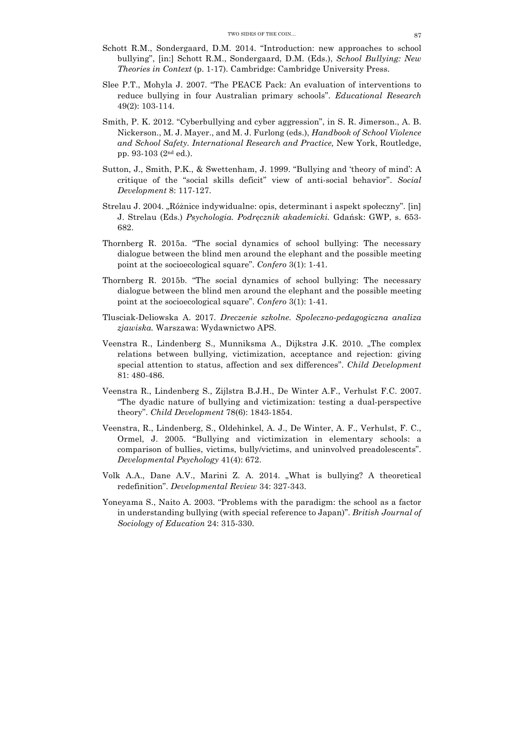Schott R.M., Sondergaard, D.M. 2014. "Introduction: new approaches to school bullying", [in:] Schott R.M., Sondergaard, D.M. (Eds.), *School Bullying: New Theories in Context* (p. 1-17). Cambridge: Cambridge University Press.

Slee P.T., Mohyla J. 2007. "The PEACE Pack: An evaluation of interventions to reduce bullying in four Australian primary schools". *Educational Research* 49(2): 103-114.

Smith, P. K. 2012. "Cyberbullying and cyber aggression", in S. R. Jimerson., A. B. Nickerson., M. J. Mayer., and M. J. Furlong (eds.), *Handbook of School Violence and School Safety. International Research and Practice,* New York, Routledge, pp. 93-103 (2nd ed.).

Sutton, J., Smith, P.K., & Swettenham, J. 1999. "Bullying and 'theory of mind': A critique of the "social skills deficit" view of anti-social behavior". *Social Development* 8: 117-127.

Strelau J. 2004. „Różnice indywidualne: opis, determinant i aspekt społeczny". [in] J. Strelau (Eds.) *Psychologia. Podręcznik akademicki.* Gdańsk: GWP, s. 653-682.

Thornberg R. 2015a. "The social dynamics of school bullying: The necessary dialogue between the blind men around the elephant and the possible meeting point at the socioecological square". *Confero* 3(1): 1-41.

Thornberg R. 2015b. "The social dynamics of school bullying: The necessary dialogue between the blind men around the elephant and the possible meeting point at the socioecological square". *Confero* 3(1): 1-41.

Tlusciak-Deliowska A. 2017. *Dreczenie szkolne. Spoleczno-pedagogiczna analiza zjawiska.* Warszawa: Wydawnictwo APS.

Veenstra R., Lindenberg S., Munniksma A., Dijkstra J.K. 2010. „The complex relations between bullying, victimization, acceptance and rejection: giving special attention to status, affection and sex differences". *Child Development* 81: 480-486.

Veenstra R., Lindenberg S., Zijlstra B.J.H., De Winter A.F., Verhulst F.C. 2007. "The dyadic nature of bullying and victimization: testing a dual-perspective theory". *Child Development* 78(6): 1843-1854.

Veenstra, R., Lindenberg, S., Oldehinkel, A. J., De Winter, A. F., Verhulst, F. C., Ormel, J. 2005. "Bullying and victimization in elementary schools: a comparison of bullies, victims, bully/victims, and uninvolved preadolescents". *Developmental Psychology* 41(4): 672.

Volk A.A., Dane A.V., Marini Z. A. 2014. „What is bullying? A theoretical redefinition". *Developmental Review* 34: 327-343.

Yoneyama S., Naito A. 2003. "Problems with the paradigm: the school as a factor in understanding bullying (with special reference to Japan)". *British Journal of Sociology of Education* 24: 315-330.